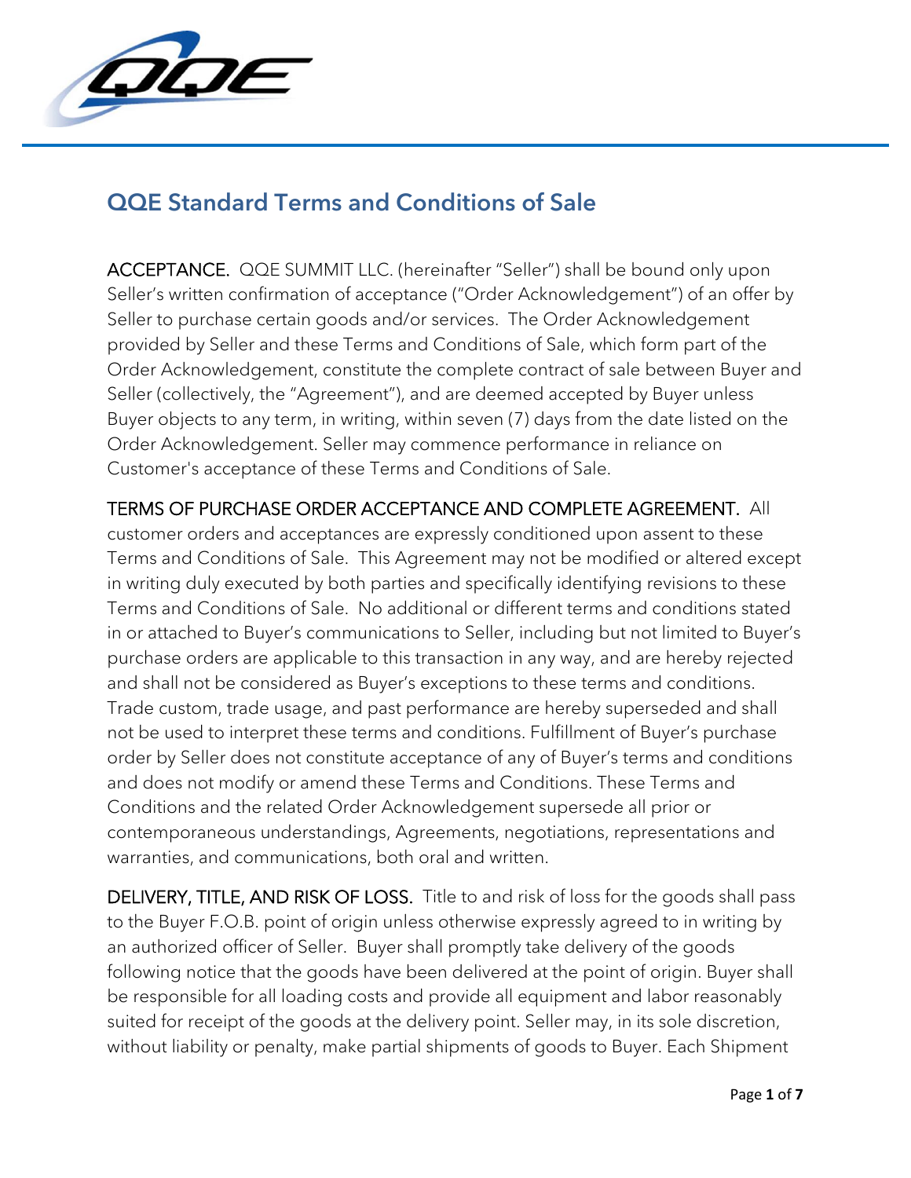# QQE Standard Terms and Conditions of Sale

ACCEPTANCE. QQE SUMMIT LLC. (hereinafter "Seller") shall be bound only upon Seller's written confirmation of acceptance ("Order Acknowledgement") of an offer by Seller to purchase certain goods and/or services. The Order Acknowledgement provided by Seller and these Terms and Conditions of Sale, which form part of the Order Acknowledgement, constitute the complete contract of sale between Buyer and Seller (collectively, the "Agreement"), and are deemed accepted by Buyer unless Buyer objects to any term, in writing, within seven (7) days from the date listed on the Order Acknowledgement. Seller may commence performance in reliance on Customer's acceptance of these Terms and Conditions of Sale.

TERMS OF PURCHASE ORDER ACCEPTANCE AND COMPLETE AGREEMENT. All customer orders and acceptances are expressly conditioned upon assent to these Terms and Conditions of Sale. This Agreement may not be modified or altered except in writing duly executed by both parties and specifically identifying revisions to these Terms and Conditions of Sale. No additional or different terms and conditions stated in or attached to Buyer's communications to Seller, including but not limited to Buyer's purchase orders are applicable to this transaction in any way, and are hereby rejected and shall not be considered as Buyer's exceptions to these terms and conditions. Trade custom, trade usage, and past performance are hereby superseded and shall not be used to interpret these terms and conditions. Fulfillment of Buyer's purchase order by Seller does not constitute acceptance of any of Buyer's terms and conditions and does not modify or amend these Terms and Conditions. These Terms and Conditions and the related Order Acknowledgement supersede all prior or contemporaneous understandings, Agreements, negotiations, representations and warranties, and communications, both oral and written.

DELIVERY, TITLE, AND RISK OF LOSS. Title to and risk of loss for the goods shall pass to the Buyer F.O.B. point of origin unless otherwise expressly agreed to in writing by an authorized officer of Seller. Buyer shall promptly take delivery of the goods following notice that the goods have been delivered at the point of origin. Buyer shall be responsible for all loading costs and provide all equipment and labor reasonably suited for receipt of the goods at the delivery point. Seller may, in its sole discretion, without liability or penalty, make partial shipments of goods to Buyer. Each Shipment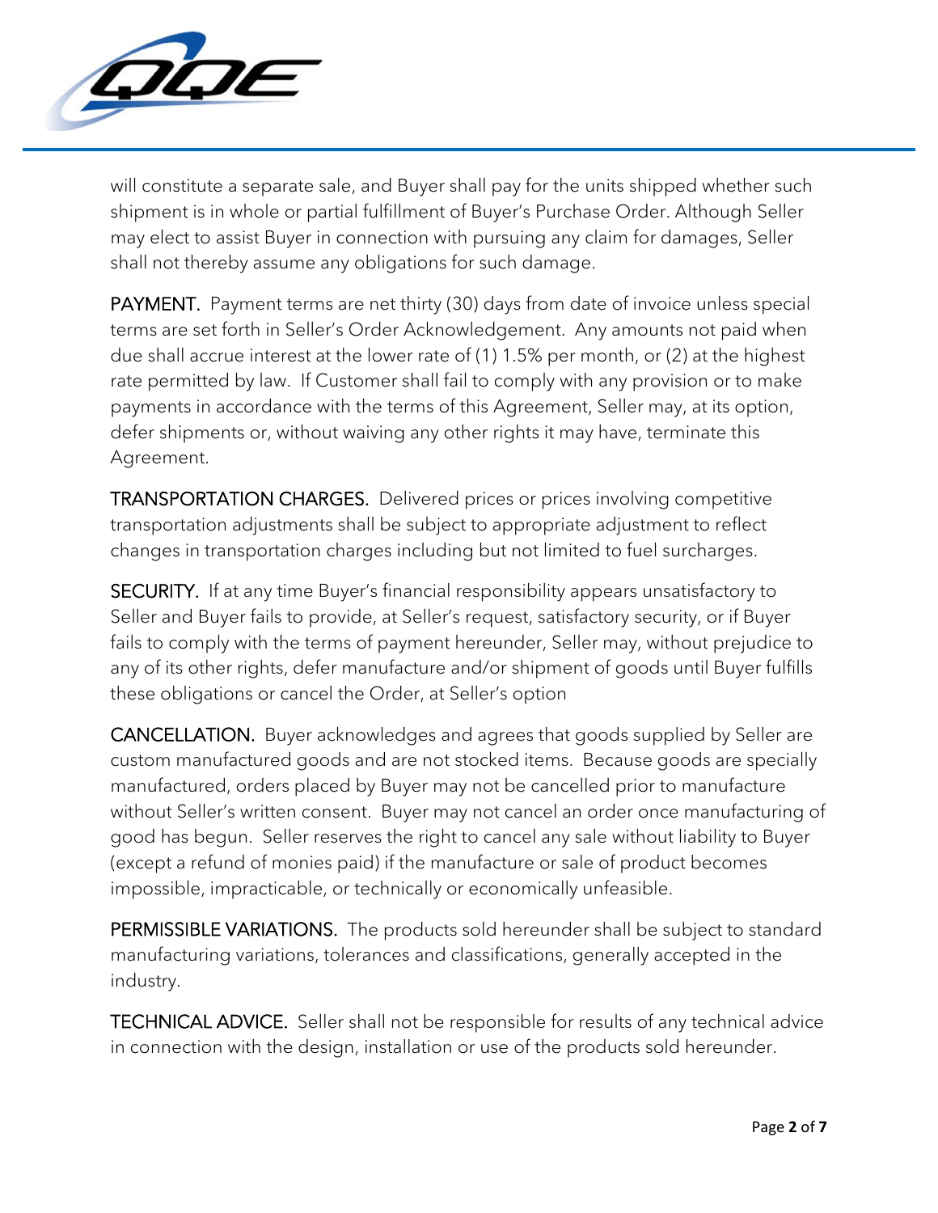will constitute a separate sale, and Buyer shall pay for the units shipped whether such shipment is in whole or partial fulfillment of Buyer's Purchase Order. Although Seller may elect to assist Buyer in connection with pursuing any claim for damages, Seller shall not thereby assume any obligations for such damage.

PAYMENT. Payment terms are net thirty (30) days from date of invoice unless special terms are set forth in Seller's Order Acknowledgement. Any amounts not paid when due shall accrue interest at the lower rate of (1) 1.5% per month, or (2) at the highest rate permitted by law. If Customer shall fail to comply with any provision or to make payments in accordance with the terms of this Agreement, Seller may, at its option, defer shipments or, without waiving any other rights it may have, terminate this Agreement.

TRANSPORTATION CHARGES. Delivered prices or prices involving competitive transportation adjustments shall be subject to appropriate adjustment to reflect changes in transportation charges including but not limited to fuel surcharges.

SECURITY. If at any time Buyer's financial responsibility appears unsatisfactory to Seller and Buyer fails to provide, at Seller's request, satisfactory security, or if Buyer fails to comply with the terms of payment hereunder, Seller may, without prejudice to any of its other rights, defer manufacture and/or shipment of goods until Buyer fulfills these obligations or cancel the Order, at Seller's option

CANCELLATION. Buyer acknowledges and agrees that goods supplied by Seller are custom manufactured goods and are not stocked items. Because goods are specially manufactured, orders placed by Buyer may not be cancelled prior to manufacture without Seller's written consent. Buyer may not cancel an order once manufacturing of good has begun. Seller reserves the right to cancel any sale without liability to Buyer (except a refund of monies paid) if the manufacture or sale of product becomes impossible, impracticable, or technically or economically unfeasible.

PERMISSIBLE VARIATIONS. The products sold hereunder shall be subject to standard manufacturing variations, tolerances and classifications, generally accepted in the industry.

TECHNICAL ADVICE. Seller shall not be responsible for results of any technical advice in connection with the design, installation or use of the products sold hereunder.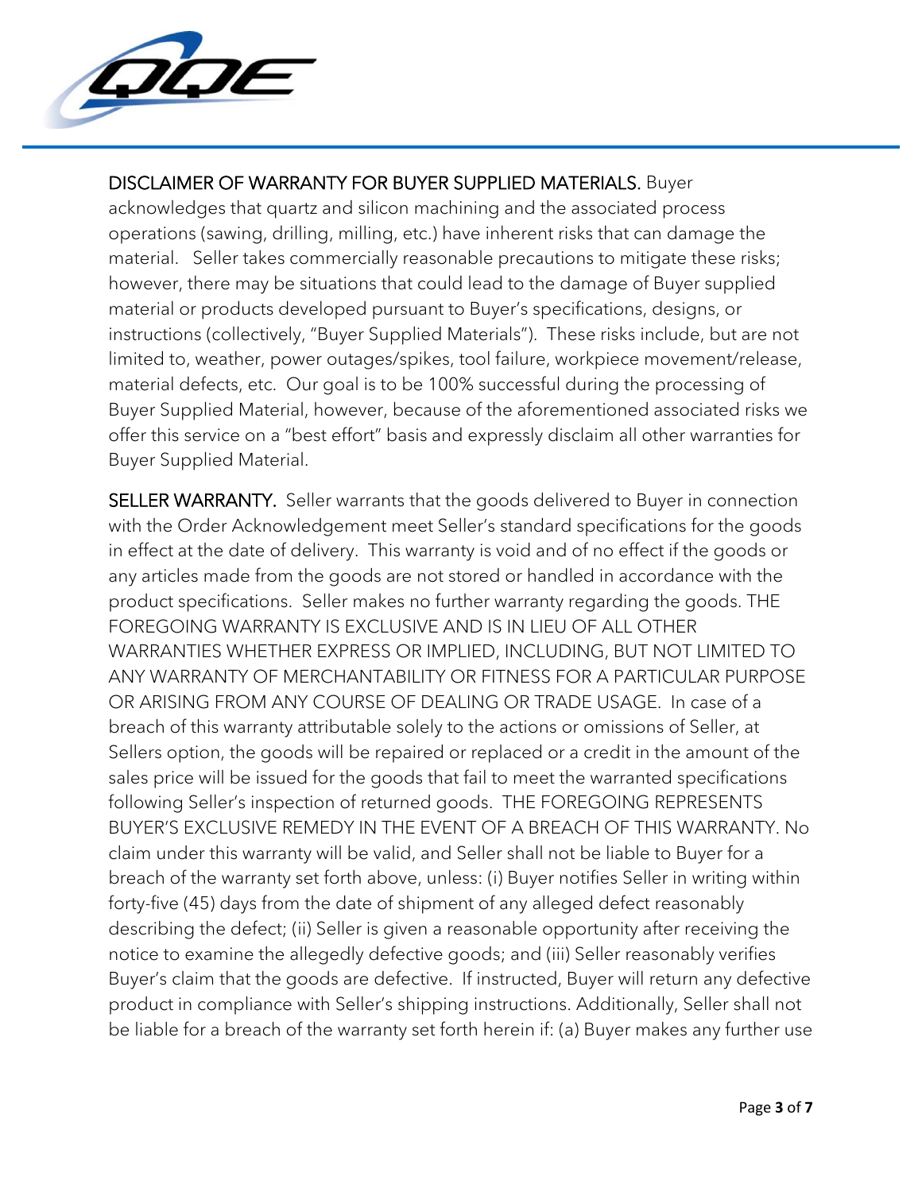DISCLAIMER OF WARRANTY FOR BUYER SUPPLIED MATERIALS. Buyer acknowledges that quartz and silicon machining and the associated process operations (sawing, drilling, milling, etc.) have inherent risks that can damage the material. Seller takes commercially reasonable precautions to mitigate these risks; however, there may be situations that could lead to the damage of Buyer supplied material or products developed pursuant to Buyer's specifications, designs, or instructions (collectively, "Buyer Supplied Materials"). These risks include, but are not limited to, weather, power outages/spikes, tool failure, workpiece movement/release, material defects, etc. Our goal is to be 100% successful during the processing of Buyer Supplied Material, however, because of the aforementioned associated risks we offer this service on a "best effort" basis and expressly disclaim all other warranties for Buyer Supplied Material.

SELLER WARRANTY. Seller warrants that the goods delivered to Buyer in connection with the Order Acknowledgement meet Seller's standard specifications for the goods in effect at the date of delivery. This warranty is void and of no effect if the goods or any articles made from the goods are not stored or handled in accordance with the product specifications. Seller makes no further warranty regarding the goods. THE FOREGOING WARRANTY IS EXCLUSIVE AND IS IN LIEU OF ALL OTHER WARRANTIES WHETHER EXPRESS OR IMPLIED, INCLUDING, BUT NOT LIMITED TO ANY WARRANTY OF MERCHANTABILITY OR FITNESS FOR A PARTICULAR PURPOSE OR ARISING FROM ANY COURSE OF DEALING OR TRADE USAGE. In case of a breach of this warranty attributable solely to the actions or omissions of Seller, at Sellers option, the goods will be repaired or replaced or a credit in the amount of the sales price will be issued for the goods that fail to meet the warranted specifications following Seller's inspection of returned goods. THE FOREGOING REPRESENTS BUYER'S EXCLUSIVE REMEDY IN THE EVENT OF A BREACH OF THIS WARRANTY. No claim under this warranty will be valid, and Seller shall not be liable to Buyer for a breach of the warranty set forth above, unless: (i) Buyer notifies Seller in writing within forty-five (45) days from the date of shipment of any alleged defect reasonably describing the defect; (ii) Seller is given a reasonable opportunity after receiving the notice to examine the allegedly defective goods; and (iii) Seller reasonably verifies Buyer's claim that the goods are defective. If instructed, Buyer will return any defective product in compliance with Seller's shipping instructions. Additionally, Seller shall not be liable for a breach of the warranty set forth herein if: (a) Buyer makes any further use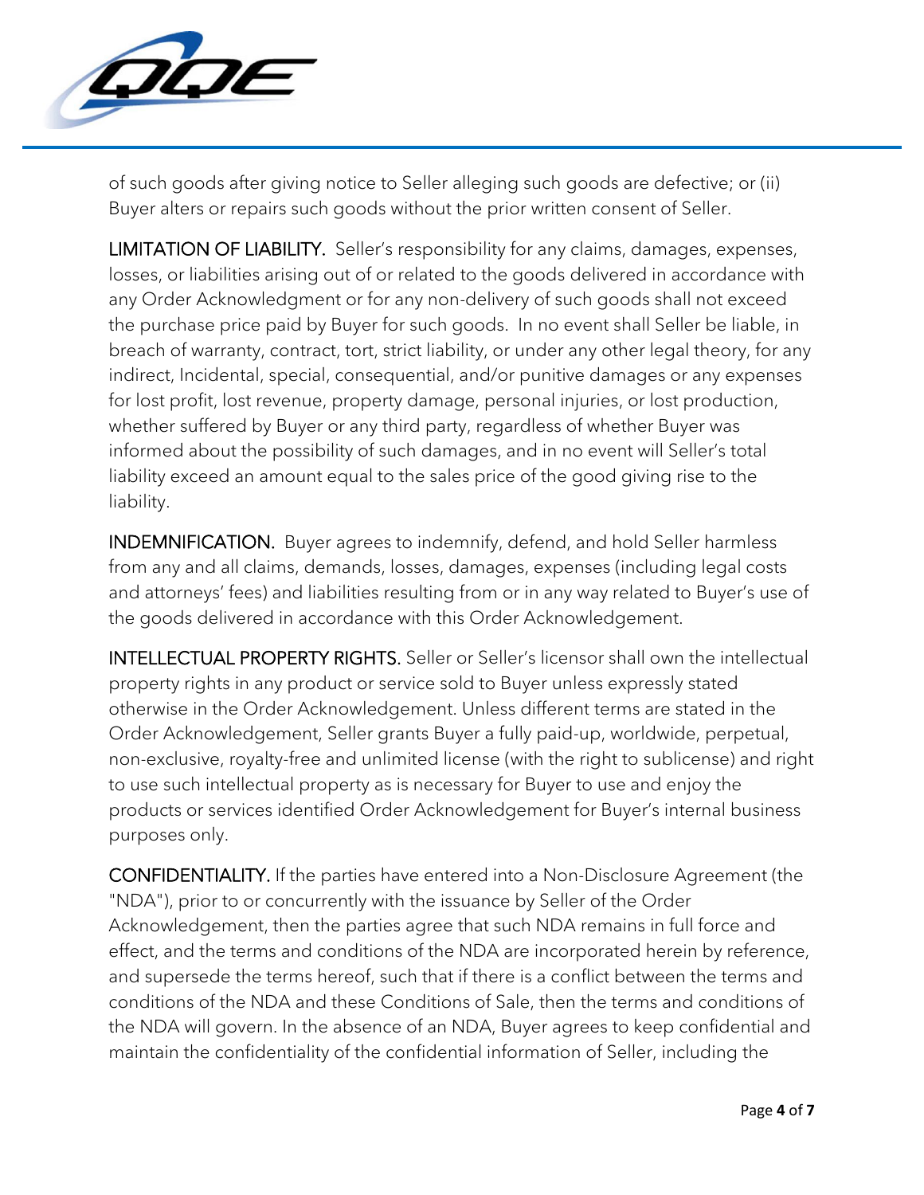of such goods after giving notice to Seller alleging such goods are defective; or (ii) Buyer alters or repairs such goods without the prior written consent of Seller.

LIMITATION OF LIABILITY. Seller's responsibility for any claims, damages, expenses, losses, or liabilities arising out of or related to the goods delivered in accordance with any Order Acknowledgment or for any non-delivery of such goods shall not exceed the purchase price paid by Buyer for such goods. In no event shall Seller be liable, in breach of warranty, contract, tort, strict liability, or under any other legal theory, for any indirect, Incidental, special, consequential, and/or punitive damages or any expenses for lost profit, lost revenue, property damage, personal injuries, or lost production, whether suffered by Buyer or any third party, regardless of whether Buyer was informed about the possibility of such damages, and in no event will Seller's total liability exceed an amount equal to the sales price of the good giving rise to the liability.

INDEMNIFICATION. Buyer agrees to indemnify, defend, and hold Seller harmless from any and all claims, demands, losses, damages, expenses (including legal costs and attorneys' fees) and liabilities resulting from or in any way related to Buyer's use of the goods delivered in accordance with this Order Acknowledgement.

INTELLECTUAL PROPERTY RIGHTS. Seller or Seller's licensor shall own the intellectual property rights in any product or service sold to Buyer unless expressly stated otherwise in the Order Acknowledgement. Unless different terms are stated in the Order Acknowledgement, Seller grants Buyer a fully paid-up, worldwide, perpetual, non-exclusive, royalty-free and unlimited license (with the right to sublicense) and right to use such intellectual property as is necessary for Buyer to use and enjoy the products or services identified Order Acknowledgement for Buyer's internal business purposes only.

CONFIDENTIALITY. If the parties have entered into a Non-Disclosure Agreement (the "NDA"), prior to or concurrently with the issuance by Seller of the Order Acknowledgement, then the parties agree that such NDA remains in full force and effect, and the terms and conditions of the NDA are incorporated herein by reference, and supersede the terms hereof, such that if there is a conflict between the terms and conditions of the NDA and these Conditions of Sale, then the terms and conditions of the NDA will govern. In the absence of an NDA, Buyer agrees to keep confidential and maintain the confidentiality of the confidential information of Seller, including the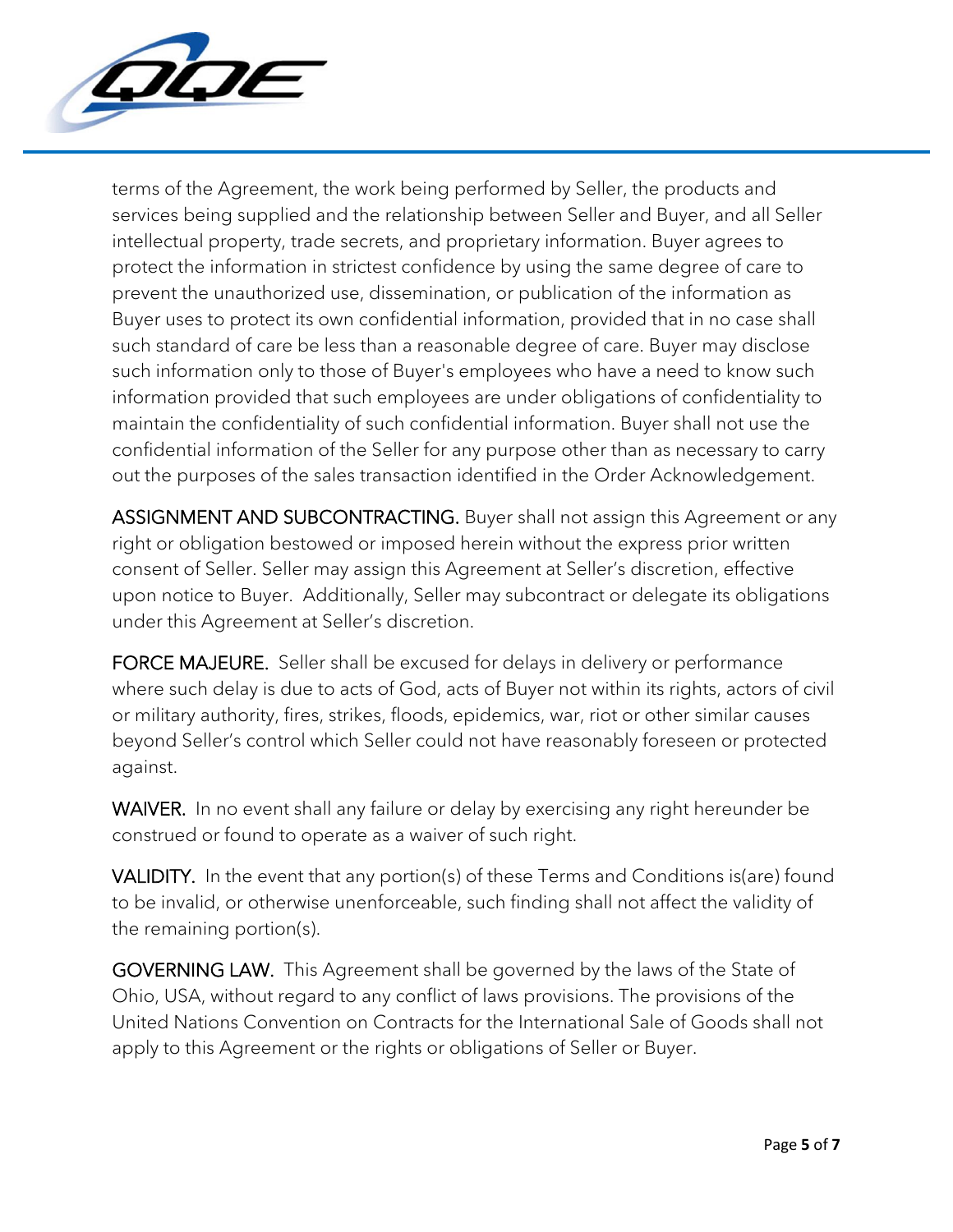terms of the Agreement, the work being performed by Seller, the products and services being supplied and the relationship between Seller and Buyer, and all Seller intellectual property, trade secrets, and proprietary information. Buyer agrees to protect the information in strictest confidence by using the same degree of care to prevent the unauthorized use, dissemination, or publication of the information as Buyer uses to protect its own confidential information, provided that in no case shall such standard of care be less than a reasonable degree of care. Buyer may disclose such information only to those of Buyer's employees who have a need to know such information provided that such employees are under obligations of confidentiality to maintain the confidentiality of such confidential information. Buyer shall not use the confidential information of the Seller for any purpose other than as necessary to carry out the purposes of the sales transaction identified in the Order Acknowledgement.

ASSIGNMENT AND SUBCONTRACTING. Buyer shall not assign this Agreement or any right or obligation bestowed or imposed herein without the express prior written consent of Seller. Seller may assign this Agreement at Seller's discretion, effective upon notice to Buyer. Additionally, Seller may subcontract or delegate its obligations under this Agreement at Seller's discretion.

FORCE MAJEURE. Seller shall be excused for delays in delivery or performance where such delay is due to acts of God, acts of Buyer not within its rights, actors of civil or military authority, fires, strikes, floods, epidemics, war, riot or other similar causes beyond Seller's control which Seller could not have reasonably foreseen or protected against.

WAIVER. In no event shall any failure or delay by exercising any right hereunder be construed or found to operate as a waiver of such right.

VALIDITY. In the event that any portion(s) of these Terms and Conditions is(are) found to be invalid, or otherwise unenforceable, such finding shall not affect the validity of the remaining portion(s).

GOVERNING LAW. This Agreement shall be governed by the laws of the State of Ohio, USA, without regard to any conflict of laws provisions. The provisions of the United Nations Convention on Contracts for the International Sale of Goods shall not apply to this Agreement or the rights or obligations of Seller or Buyer.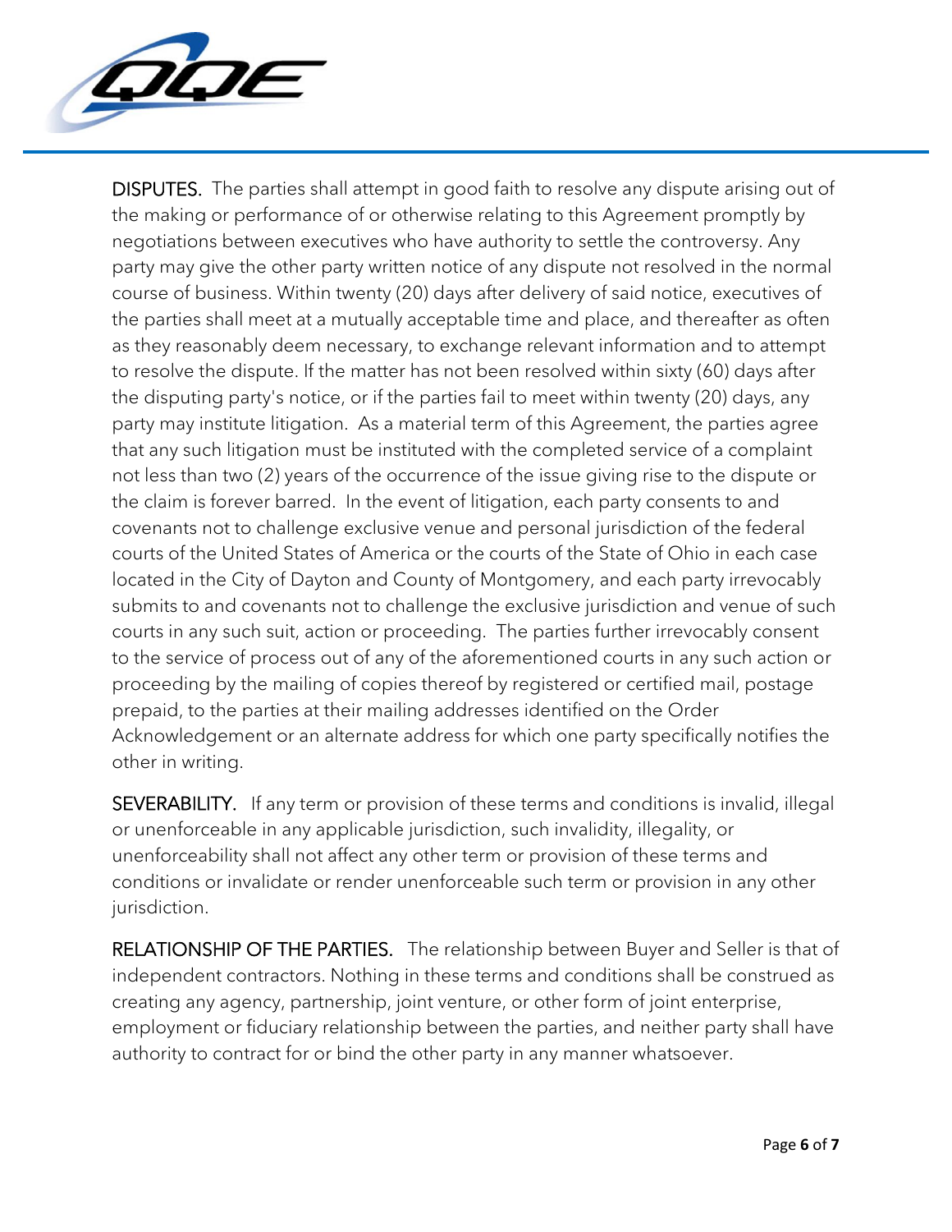**DISPUTES.** The parties shall attempt in good faith to resolve any dispute arising out of the making or performance of or otherwise relating to this Agreement promptly by negotiations between executives who have authority to settle the controversy. Any party may give the other party written notice of any dispute not resolved in the normal course of business. Within twenty (20) days after delivery of said notice, executives of the parties shall meet at a mutually acceptable time and place, and thereafter as often as they reasonably deem necessary, to exchange relevant information and to attempt to resolve the dispute. If the matter has not been resolved within sixty (60) days after the disputing party's notice, or if the parties fail to meet within twenty (20) days, any party may institute litigation. As a material term of this Agreement, the parties agree that any such litigation must be instituted with the completed service of a complaint not less than two (2) years of the occurrence of the issue giving rise to the dispute or the claim is forever barred. In the event of litigation, each party consents to and covenants not to challenge exclusive venue and personal jurisdiction of the federal courts of the United States of America or the courts of the State of Ohio in each case located in the City of Dayton and County of Montgomery, and each party irrevocably submits to and covenants not to challenge the exclusive jurisdiction and venue of such courts in any such suit, action or proceeding. The parties further irrevocably consent to the service of process out of any of the aforementioned courts in any such action or proceeding by the mailing of copies thereof by registered or certified mail, postage prepaid, to the parties at their mailing addresses identified on the Order Acknowledgement or an alternate address for which one party specifically notifies the other in writing.

**SEVERABILITY.** If any term or provision of these terms and conditions is invalid, illegal or unenforceable in any applicable jurisdiction, such invalidity, illegality, or unenforceability shall not affect any other term or provision of these terms and conditions or invalidate or render unenforceable such term or provision in any other jurisdiction.

**RELATIONSHIP OF THE PARTIES.** The relationship between Buyer and Seller is that of independent contractors. Nothing in these terms and conditions shall be construed as creating any agency, partnership, joint venture, or other form of joint enterprise, employment or fiduciary relationship between the parties, and neither party shall have authority to contract for or bind the other party in any manner whatsoever.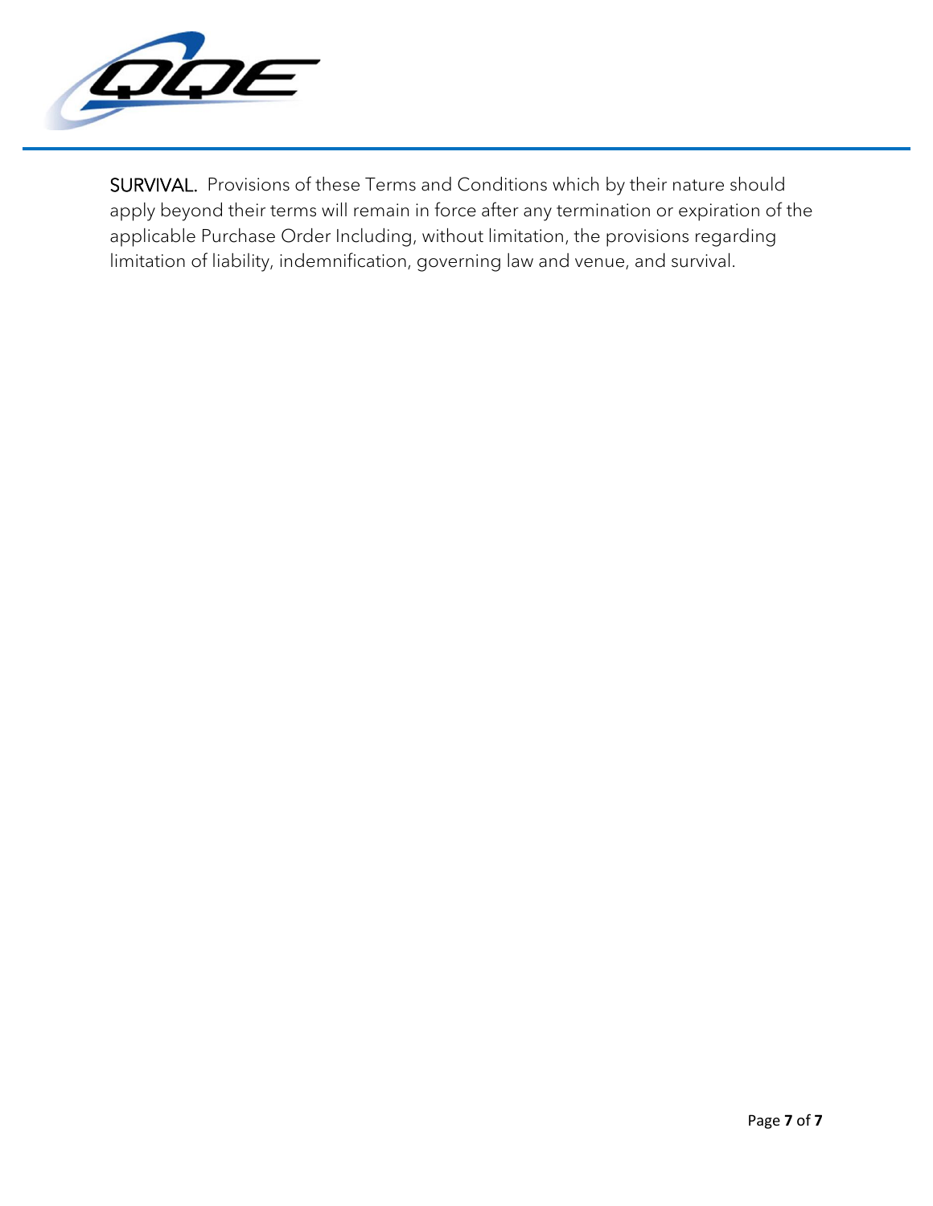SURVIVAL. Provisions of these Terms and Conditions which by their nature should apply beyond their terms will remain in force after any termination or expiration of the applicable Purchase Order Including, without limitation, the provisions regarding limitation of liability, indemnification, governing law and venue, and survival.